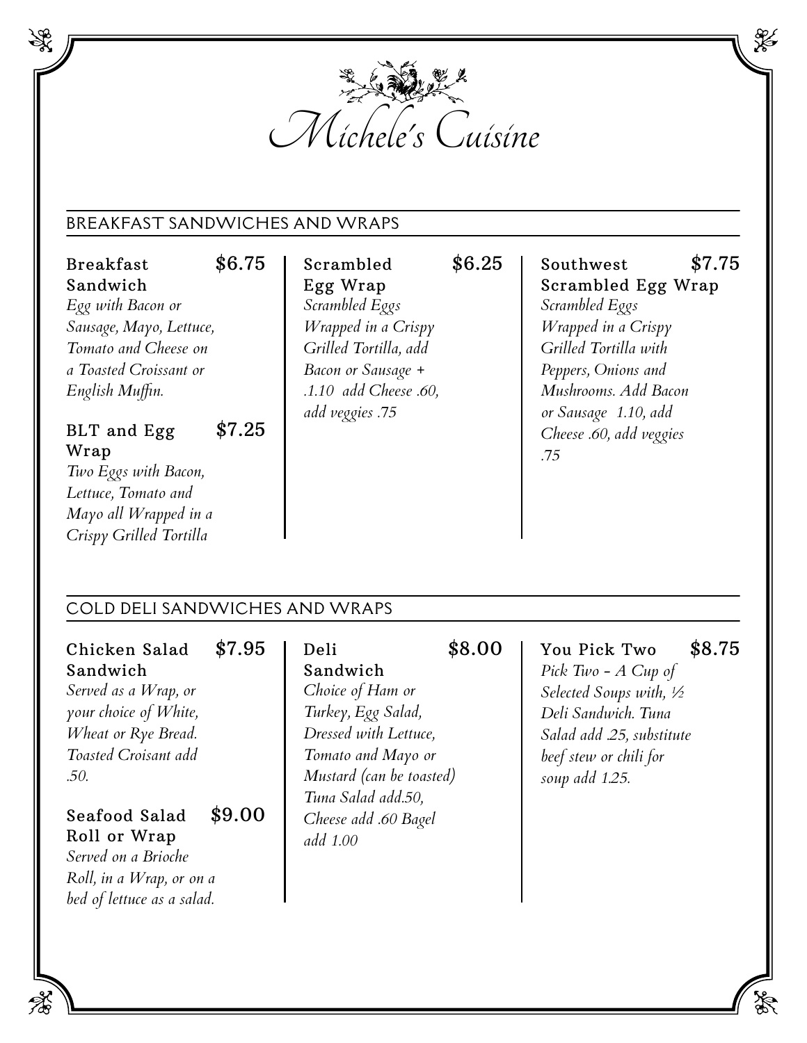# Michele's Cuisine

## BREAKFAST SANDWICHES AND WRAPS

### Breakfast Sandwich — $6.75

*Egg with Bacon or Sausage, Mayo, Lettuce, Tomato and Cheese on a Toasted Croissant or English Muffin.*

### BLT and Egg Wrap — $7.25

*Two Eggs with Bacon, Lettuce, Tomato and Mayo all Wrapped in a Crispy Grilled Tortilla*

### Scrambled Egg Wrap — $6.25

*Scrambled Eggs Wrapped in a Crispy Grilled Tortilla, add Bacon or Sausage + .1.10 add Cheese .60, add veggies .75*

### Southwest Scrambled Egg Wrap — $7.75

*Scrambled Eggs Wrapped in a Crispy Grilled Tortilla with Peppers, Onions and Mushrooms. Add Bacon or Sausage 1.10, add Cheese .60, add veggies .75*

## COLD DELI SANDWICHES AND WRAPS

### Chicken Salad Sandwich — $7.95

*Served as a Wrap, or your choice of White, Wheat or Rye Bread. Toasted Croisant add .50.*

### Seafood Salad Roll or Wrap — $9.00

*Served on a Brioche Roll, in a Wrap, or on a bed of lettuce as a salad.*

### Deli Sandwich — $8.00

*Choice of Ham or Turkey, Egg Salad, Dressed with Lettuce, Tomato and Mayo or Mustard (can be toasted) Tuna Salad add.50, Cheese add .60 Bagel add 1.00*

### You Pick Two — $8.75

*Pick Two - A Cup of Selected Soups with, ½ Deli Sandwich. Tuna Salad add .25, substitute beef stew or chili for soup add 1.25.*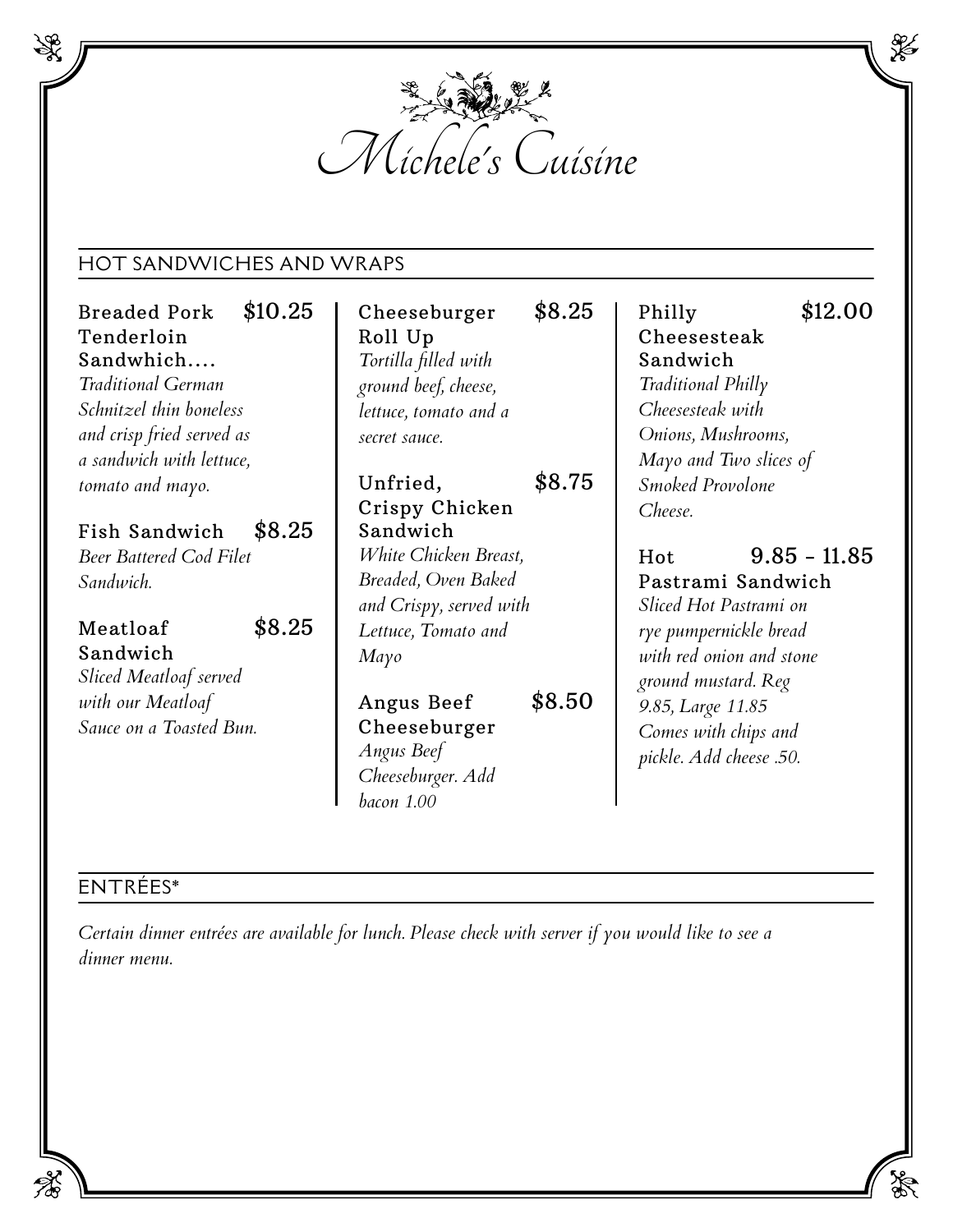# Michele's Cuisine

## HOT SANDWICHES AND WRAPS

**Breaded Pork Tenderloin Sandwhich....** $10.25
*Traditional German Schnitzel thin boneless and crisp fried served as a sandwich with lettuce, tomato and mayo.*

**Fish Sandwich** $8.25
*Beer Battered Cod Filet Sandwich.*

**Meatloaf Sandwich** $8.25
*Sliced Meatloaf served with our Meatloaf Sauce on a Toasted Bun.*

**Cheeseburger Roll Up** $8.25
*Tortilla filled with ground beef, cheese, lettuce, tomato and a secret sauce.*

**Unfried, Crispy Chicken Sandwich** $8.75
*White Chicken Breast, Breaded, Oven Baked and Crispy, served with Lettuce, Tomato and Mayo*

**Angus Beef Cheeseburger** $8.50
*Angus Beef Cheeseburger. Add bacon 1.00*

**Philly Cheesesteak Sandwich** $12.00
*Traditional Philly Cheesesteak with Onions, Mushrooms, Mayo and Two slices of Smoked Provolone Cheese.*

**Hot Pastrami Sandwich** 9.85 - 11.85
*Sliced Hot Pastrami on rye pumpernickle bread with red onion and stone ground mustard. Reg 9.85, Large 11.85 Comes with chips and pickle. Add cheese .50.*

## ENTRÉES*

*Certain dinner entrées are available for lunch. Please check with server if you would like to see a dinner menu.*